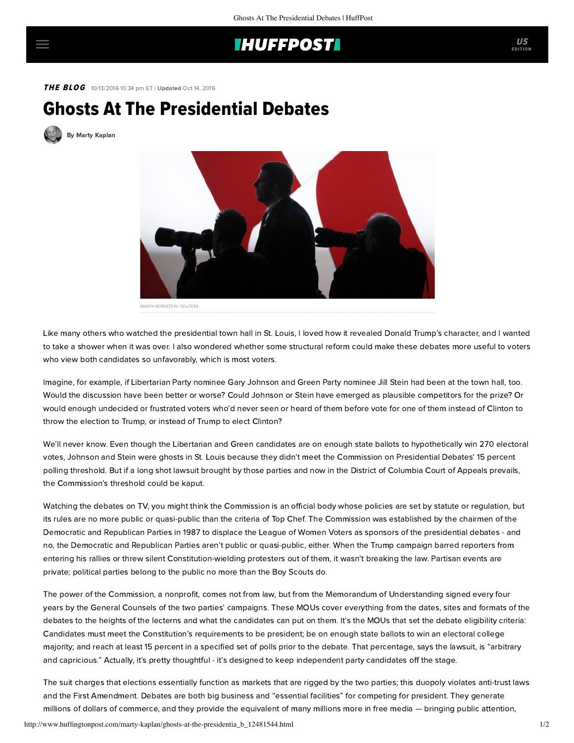**THE BLOG** 10/13/2016 10:34 pm ET | **Updated** Oct 14, 2016

# Ghosts At The Presidential Debates

By Marty Kaplan

AARON BERNSTEIN / REUTERS

Like many others who watched the presidential town hall in St. Louis, I loved how it revealed Donald Trump's character, and I wanted to take a shower when it was over. I also wondered whether some structural reform could make these debates more useful to voters who view both candidates so unfavorably, which is most voters.

Imagine, for example, if Libertarian Party nominee Gary Johnson and Green Party nominee Jill Stein had been at the town hall, too. Would the discussion have been better or worse? Could Johnson or Stein have emerged as plausible competitors for the prize? Or would enough undecided or frustrated voters who'd never seen or heard of them before vote for one of them instead of Clinton to throw the election to Trump, or instead of Trump to elect Clinton?

We'll never know. Even though the Libertarian and Green candidates are on enough state ballots to hypothetically win 270 electoral votes, Johnson and Stein were ghosts in St. Louis because they didn't meet the Commission on Presidential Debates' 15 percent polling threshold. But if a long shot lawsuit brought by those parties and now in the District of Columbia Court of Appeals prevails, the Commission's threshold could be kaput.

Watching the debates on TV, you might think the Commission is an official body whose policies are set by statute or regulation, but its rules are no more public or quasi-public than the criteria of Top Chef. The Commission was established by the chairmen of the Democratic and Republican Parties in 1987 to displace the League of Women Voters as sponsors of the presidential debates - and no, the Democratic and Republican Parties aren't public or quasi-public, either. When the Trump campaign barred reporters from entering his rallies or threw silent Constitution-wielding protesters out of them, it wasn't breaking the law. Partisan events are private; political parties belong to the public no more than the Boy Scouts do.

The power of the Commission, a nonprofit, comes not from law, but from the Memorandum of Understanding signed every four years by the General Counsels of the two parties' campaigns. These MOUs cover everything from the dates, sites and formats of the debates to the heights of the lecterns and what the candidates can put on them. It's the MOUs that set the debate eligibility criteria: Candidates must meet the Constitution's requirements to be president; be on enough state ballots to win an electoral college majority; and reach at least 15 percent in a specified set of polls prior to the debate. That percentage, says the lawsuit, is "arbitrary and capricious." Actually, it's pretty thoughtful - it's designed to keep independent party candidates off the stage.

The suit charges that elections essentially function as markets that are rigged by the two parties; this duopoly violates anti-trust laws and the First Amendment. Debates are both big business and "essential facilities" for competing for president. They generate millions of dollars of commerce, and they provide the equivalent of many millions more in free media — bringing public attention,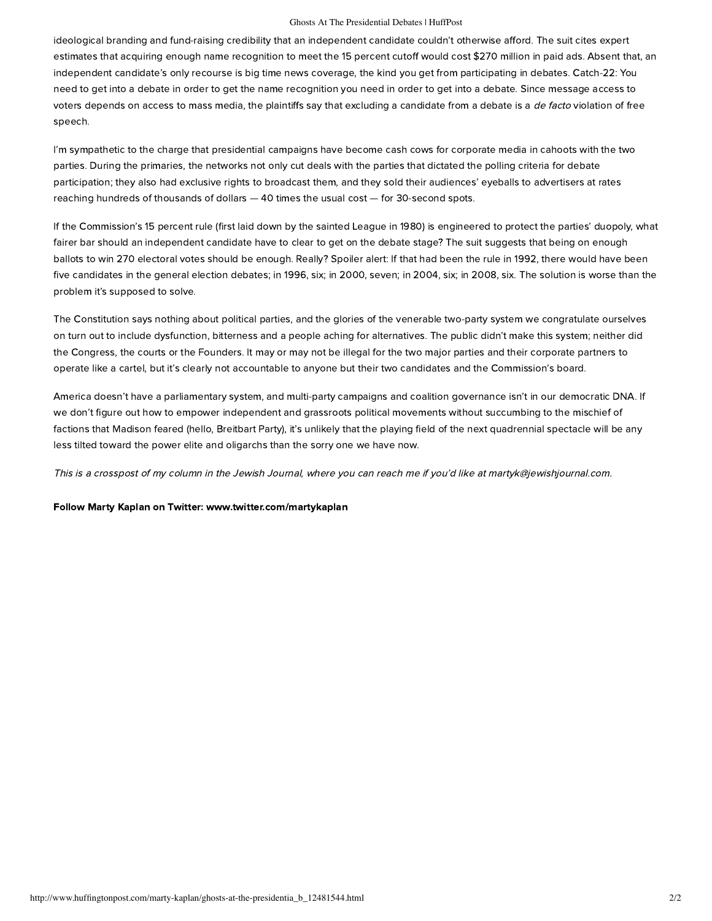ideological branding and fund-raising credibility that an independent candidate couldn't otherwise afford. The suit cites expert estimates that acquiring enough name recognition to meet the 15 percent cutoff would cost $270 million in paid ads. Absent that, an independent candidate's only recourse is big time news coverage, the kind you get from participating in debates. Catch-22: You need to get into a debate in order to get the name recognition you need in order to get into a debate. Since message access to voters depends on access to mass media, the plaintiffs say that excluding a candidate from a debate is a *de facto* violation of free speech.

I'm sympathetic to the charge that presidential campaigns have become cash cows for corporate media in cahoots with the two parties. During the primaries, the networks not only cut deals with the parties that dictated the polling criteria for debate participation; they also had exclusive rights to broadcast them, and they sold their audiences' eyeballs to advertisers at rates reaching hundreds of thousands of dollars — 40 times the usual cost — for 30-second spots.

If the Commission's 15 percent rule (first laid down by the sainted League in 1980) is engineered to protect the parties' duopoly, what fairer bar should an independent candidate have to clear to get on the debate stage? The suit suggests that being on enough ballots to win 270 electoral votes should be enough. Really? Spoiler alert: If that had been the rule in 1992, there would have been five candidates in the general election debates; in 1996, six; in 2000, seven; in 2004, six; in 2008, six. The solution is worse than the problem it's supposed to solve.

The Constitution says nothing about political parties, and the glories of the venerable two-party system we congratulate ourselves on turn out to include dysfunction, bitterness and a people aching for alternatives. The public didn't make this system; neither did the Congress, the courts or the Founders. It may or may not be illegal for the two major parties and their corporate partners to operate like a cartel, but it's clearly not accountable to anyone but their two candidates and the Commission's board.

America doesn't have a parliamentary system, and multi-party campaigns and coalition governance isn't in our democratic DNA. If we don't figure out how to empower independent and grassroots political movements without succumbing to the mischief of factions that Madison feared (hello, Breitbart Party), it's unlikely that the playing field of the next quadrennial spectacle will be any less tilted toward the power elite and oligarchs than the sorry one we have now.

*This is a crosspost of my column in the Jewish Journal, where you can reach me if you'd like at martyk@jewishjournal.com.*

**Follow Marty Kaplan on Twitter: www.twitter.com/martykaplan**